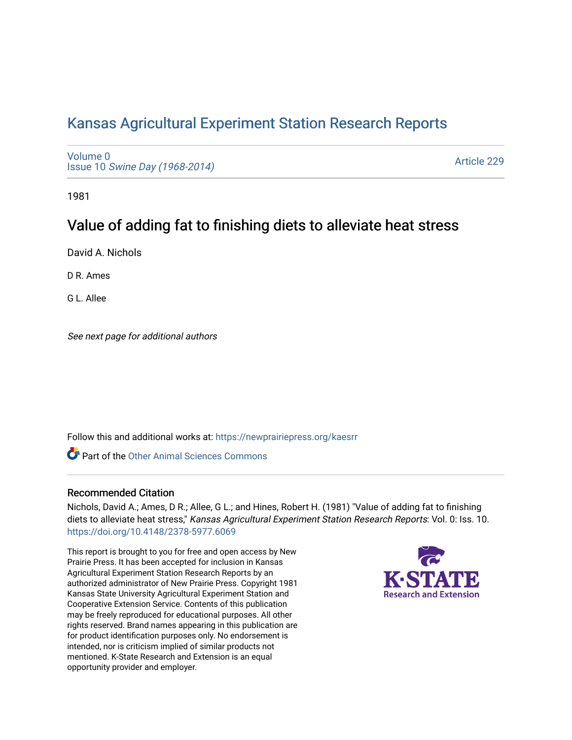# Kansas Agricultural Experiment Station Research Reports

Volume 0
Issue 10 *Swine Day (1968-2014)*

Article 229

1981

## Value of adding fat to finishing diets to alleviate heat stress

David A. Nichols

D R. Ames

G L. Allee

*See next page for additional authors*

Follow this and additional works at: https://newprairiepress.org/kaesrr

Part of the Other Animal Sciences Commons

### Recommended Citation

Nichols, David A.; Ames, D R.; Allee, G L.; and Hines, Robert H. (1981) "Value of adding fat to finishing diets to alleviate heat stress," *Kansas Agricultural Experiment Station Research Reports*: Vol. 0: Iss. 10. https://doi.org/10.4148/2378-5977.6069

This report is brought to you for free and open access by New Prairie Press. It has been accepted for inclusion in Kansas Agricultural Experiment Station Research Reports by an authorized administrator of New Prairie Press. Copyright 1981 Kansas State University Agricultural Experiment Station and Cooperative Extension Service. Contents of this publication may be freely reproduced for educational purposes. All other rights reserved. Brand names appearing in this publication are for product identification purposes only. No endorsement is intended, nor is criticism implied of similar products not mentioned. K-State Research and Extension is an equal opportunity provider and employer.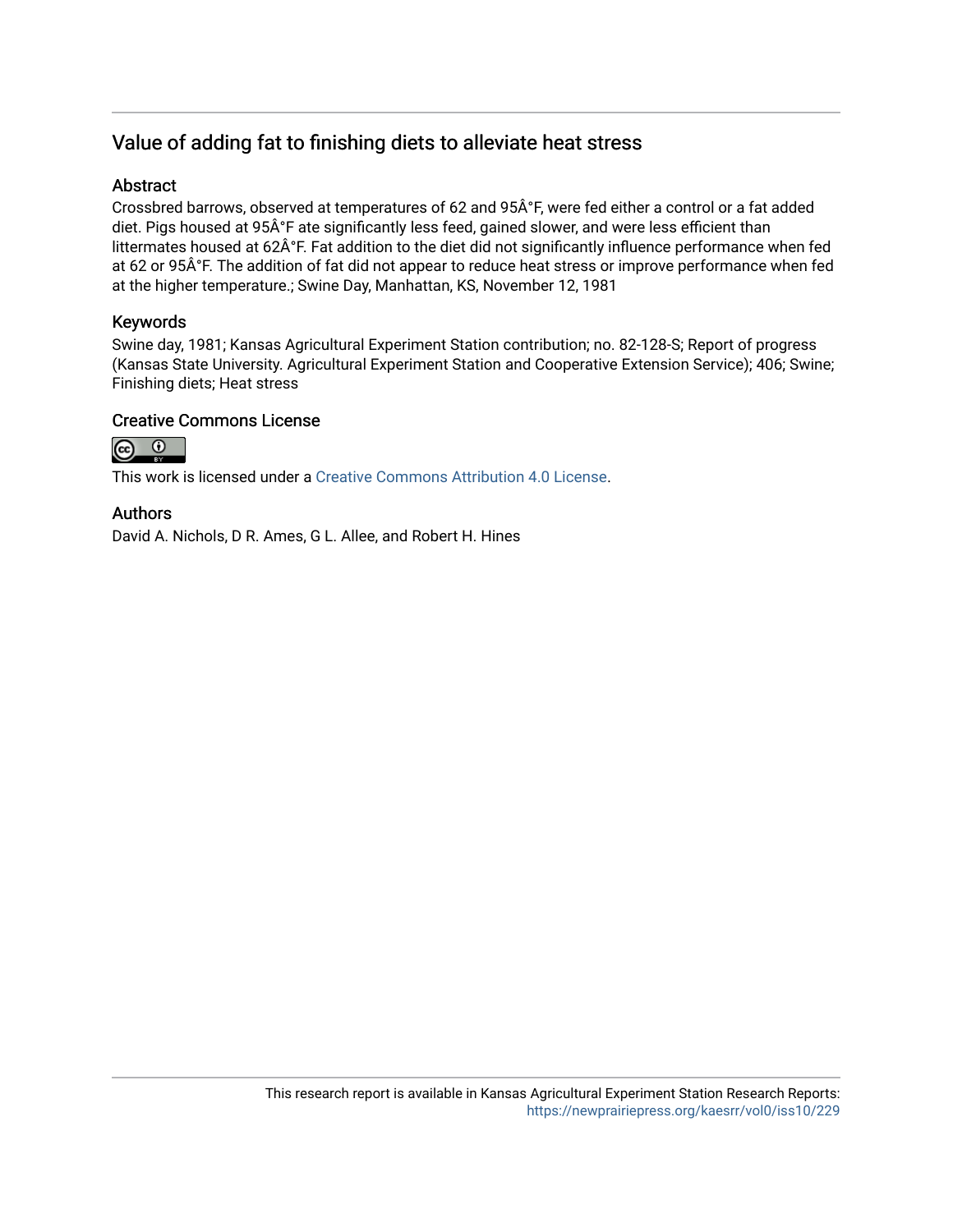## Value of adding fat to finishing diets to alleviate heat stress

### Abstract

Crossbred barrows, observed at temperatures of 62 and 95Â°F, were fed either a control or a fat added diet. Pigs housed at 95Â°F ate significantly less feed, gained slower, and were less efficient than littermates housed at 62Â°F. Fat addition to the diet did not significantly influence performance when fed at 62 or 95Â°F. The addition of fat did not appear to reduce heat stress or improve performance when fed at the higher temperature.; Swine Day, Manhattan, KS, November 12, 1981

### Keywords

Swine day, 1981; Kansas Agricultural Experiment Station contribution; no. 82-128-S; Report of progress (Kansas State University. Agricultural Experiment Station and Cooperative Extension Service); 406; Swine; Finishing diets; Heat stress

### Creative Commons License

This work is licensed under a Creative Commons Attribution 4.0 License.

### Authors

David A. Nichols, D R. Ames, G L. Allee, and Robert H. Hines

This research report is available in Kansas Agricultural Experiment Station Research Reports: https://newprairiepress.org/kaesrr/vol0/iss10/229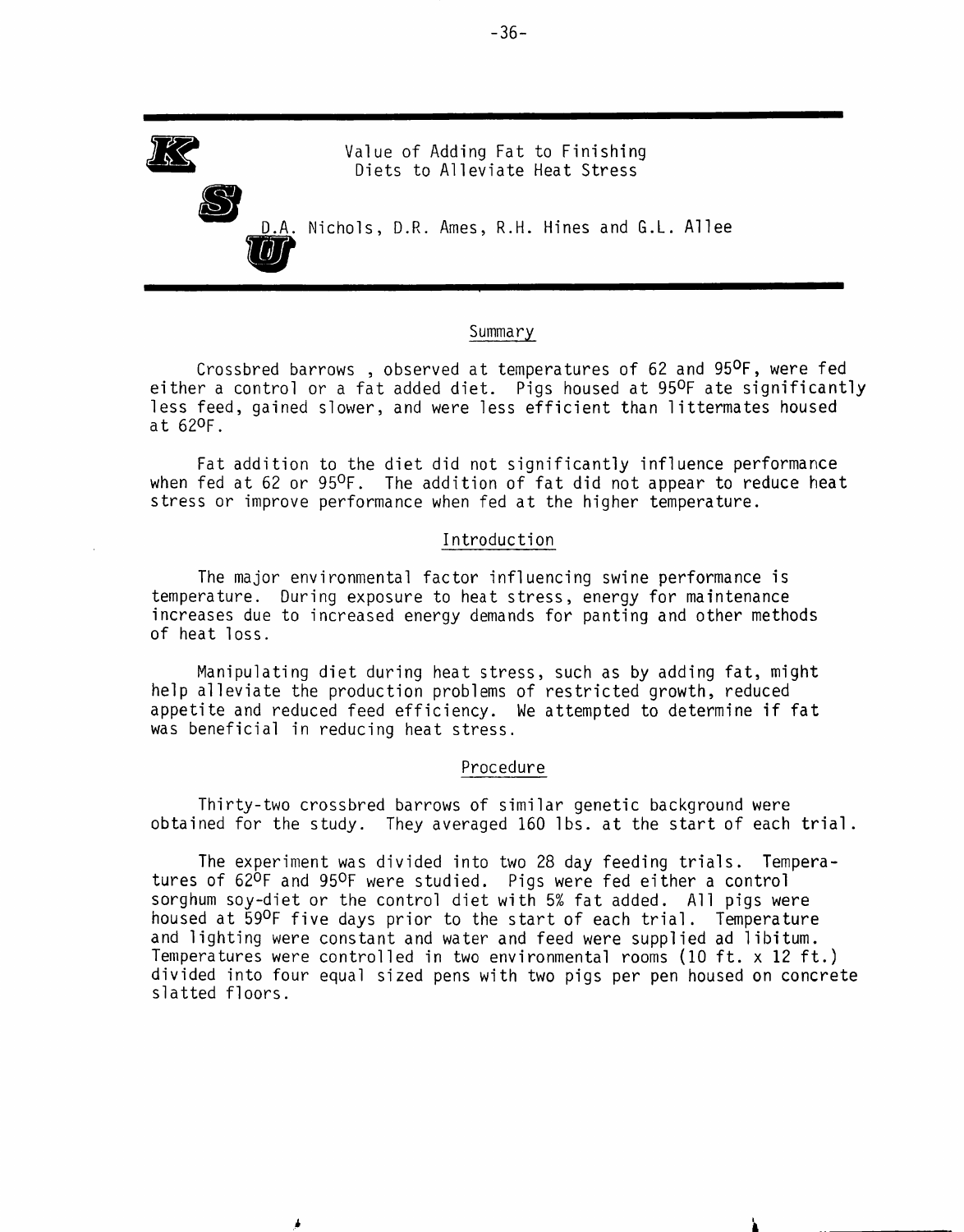# Value of Adding Fat to Finishing Diets to Alleviate Heat Stress

D.A. Nichols, D.R. Ames, R.H. Hines and G.L. Allee

## Summary

Crossbred barrows , observed at temperatures of 62 and 95°F, were fed either a control or a fat added diet. Pigs housed at 95°F ate significantly less feed, gained slower, and were less efficient than littermates housed at 62°F.

Fat addition to the diet did not significantly influence performance when fed at 62 or 95°F. The addition of fat did not appear to reduce heat stress or improve performance when fed at the higher temperature.

## Introduction

The major environmental factor influencing swine performance is temperature. During exposure to heat stress, energy for maintenance increases due to increased energy demands for panting and other methods of heat loss.

Manipulating diet during heat stress, such as by adding fat, might help alleviate the production problems of restricted growth, reduced appetite and reduced feed efficiency. We attempted to determine if fat was beneficial in reducing heat stress.

## Procedure

Thirty-two crossbred barrows of similar genetic background were obtained for the study. They averaged 160 lbs. at the start of each trial.

The experiment was divided into two 28 day feeding trials. Temperatures of 62°F and 95°F were studied. Pigs were fed either a control sorghum soy-diet or the control diet with 5% fat added. All pigs were housed at 59°F five days prior to the start of each trial. Temperature and lighting were constant and water and feed were supplied ad libitum. Temperatures were controlled in two environmental rooms (10 ft. x 12 ft.) divided into four equal sized pens with two pigs per pen housed on concrete slatted floors.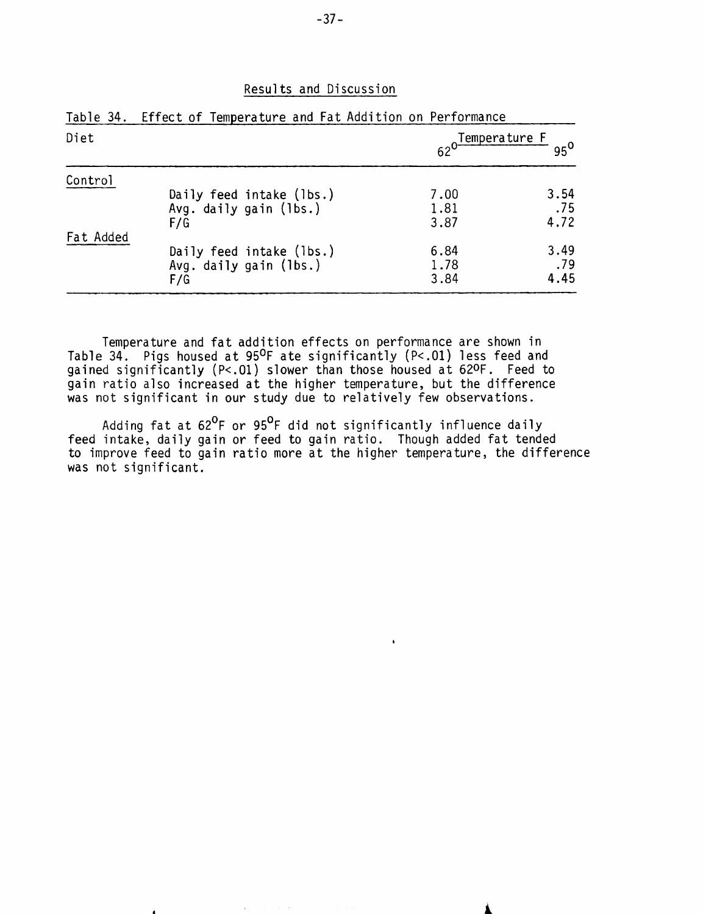## Results and Discussion

Table 34. Effect of Temperature and Fat Addition on Performance

| Diet | | Temperature F | |
|---|---|---|---|
| | | 62$^{0}$ | 95$^{0}$ |
| Control | | | |
| | Daily feed intake (lbs.) | 7.00 | 3.54 |
| | Avg. daily gain (lbs.) | 1.81 | .75 |
| | F/G | 3.87 | 4.72 |
| Fat Added | | | |
| | Daily feed intake (lbs.) | 6.84 | 3.49 |
| | Avg. daily gain (lbs.) | 1.78 | .79 |
| | F/G | 3.84 | 4.45 |

Temperature and fat addition effects on performance are shown in Table 34. Pigs housed at 95$^{0}$F ate significantly ($P<.01$) less feed and gained significantly ($P<.01$) slower than those housed at 62$^{0}$F. Feed to gain ratio also increased at the higher temperature, but the difference was not significant in our study due to relatively few observations.

Adding fat at 62$^{0}$F or 95$^{0}$F did not significantly influence daily feed intake, daily gain or feed to gain ratio. Though added fat tended to improve feed to gain ratio more at the higher temperature, the difference was not significant.